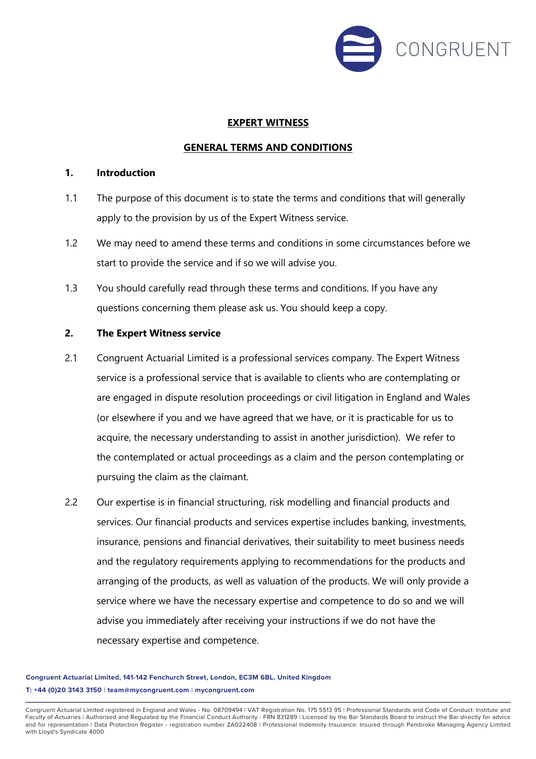# EXPERT WITNESS

## GENERAL TERMS AND CONDITIONS

### 1. Introduction

1.1 The purpose of this document is to state the terms and conditions that will generally apply to the provision by us of the Expert Witness service.

1.2 We may need to amend these terms and conditions in some circumstances before we start to provide the service and if so we will advise you.

1.3 You should carefully read through these terms and conditions. If you have any questions concerning them please ask us. You should keep a copy.

### 2. The Expert Witness service

2.1 Congruent Actuarial Limited is a professional services company. The Expert Witness service is a professional service that is available to clients who are contemplating or are engaged in dispute resolution proceedings or civil litigation in England and Wales (or elsewhere if you and we have agreed that we have, or it is practicable for us to acquire, the necessary understanding to assist in another jurisdiction). We refer to the contemplated or actual proceedings as a claim and the person contemplating or pursuing the claim as the claimant.

2.2 Our expertise is in financial structuring, risk modelling and financial products and services. Our financial products and services expertise includes banking, investments, insurance, pensions and financial derivatives, their suitability to meet business needs and the regulatory requirements applying to recommendations for the products and arranging of the products, as well as valuation of the products. We will only provide a service where we have the necessary expertise and competence to do so and we will advise you immediately after receiving your instructions if we do not have the necessary expertise and competence.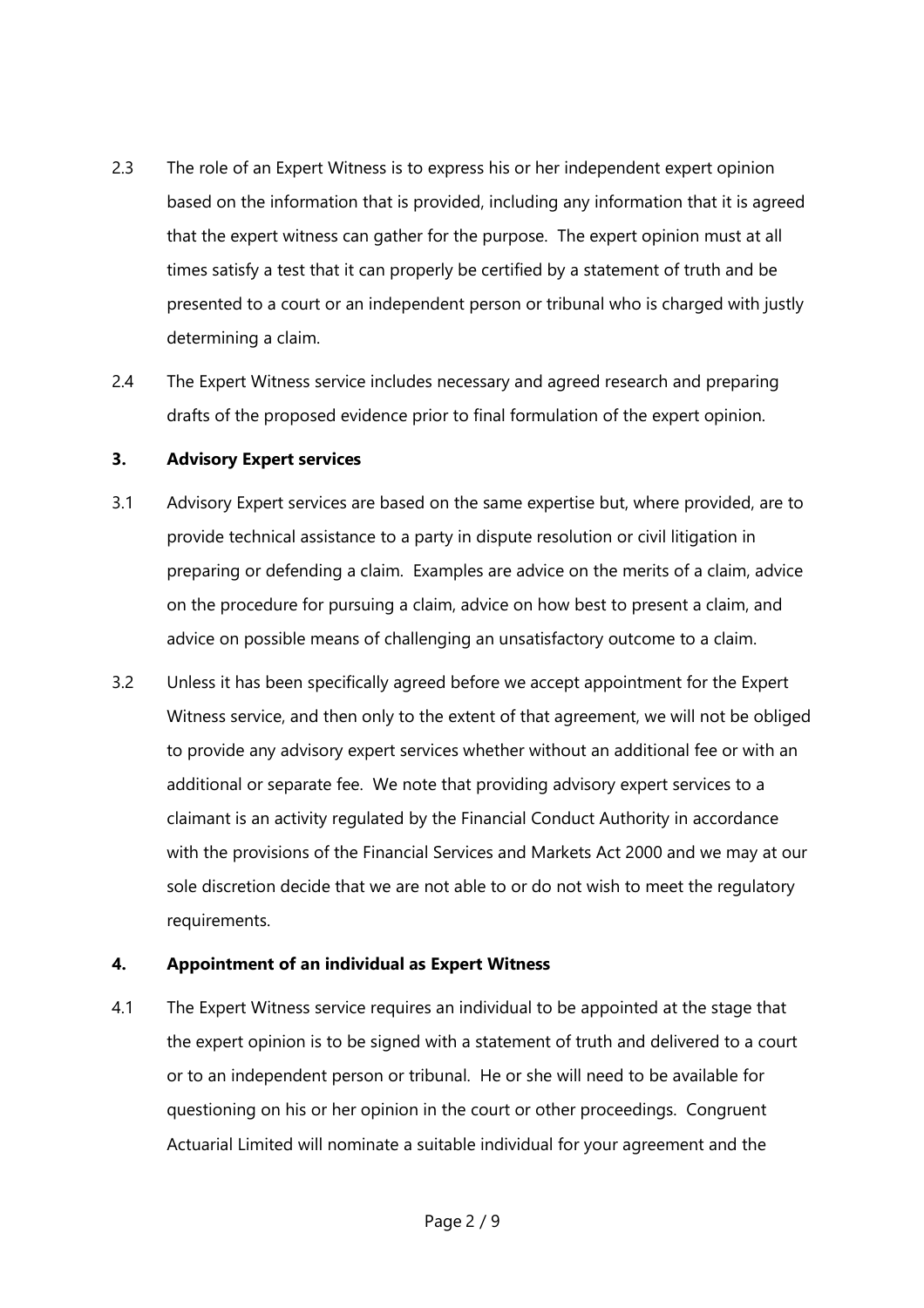2.3 The role of an Expert Witness is to express his or her independent expert opinion based on the information that is provided, including any information that it is agreed that the expert witness can gather for the purpose. The expert opinion must at all times satisfy a test that it can properly be certified by a statement of truth and be presented to a court or an independent person or tribunal who is charged with justly determining a claim.

2.4 The Expert Witness service includes necessary and agreed research and preparing drafts of the proposed evidence prior to final formulation of the expert opinion.

**3. Advisory Expert services**

3.1 Advisory Expert services are based on the same expertise but, where provided, are to provide technical assistance to a party in dispute resolution or civil litigation in preparing or defending a claim. Examples are advice on the merits of a claim, advice on the procedure for pursuing a claim, advice on how best to present a claim, and advice on possible means of challenging an unsatisfactory outcome to a claim.

3.2 Unless it has been specifically agreed before we accept appointment for the Expert Witness service, and then only to the extent of that agreement, we will not be obliged to provide any advisory expert services whether without an additional fee or with an additional or separate fee. We note that providing advisory expert services to a claimant is an activity regulated by the Financial Conduct Authority in accordance with the provisions of the Financial Services and Markets Act 2000 and we may at our sole discretion decide that we are not able to or do not wish to meet the regulatory requirements.

**4. Appointment of an individual as Expert Witness**

4.1 The Expert Witness service requires an individual to be appointed at the stage that the expert opinion is to be signed with a statement of truth and delivered to a court or to an independent person or tribunal. He or she will need to be available for questioning on his or her opinion in the court or other proceedings. Congruent Actuarial Limited will nominate a suitable individual for your agreement and the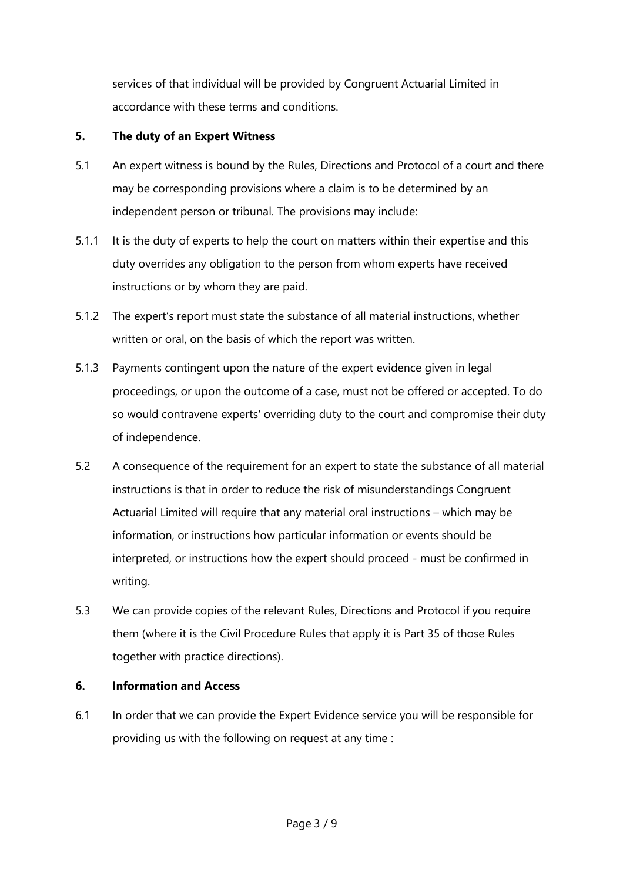services of that individual will be provided by Congruent Actuarial Limited in accordance with these terms and conditions.

## 5. The duty of an Expert Witness

5.1 An expert witness is bound by the Rules, Directions and Protocol of a court and there may be corresponding provisions where a claim is to be determined by an independent person or tribunal. The provisions may include:

5.1.1 It is the duty of experts to help the court on matters within their expertise and this duty overrides any obligation to the person from whom experts have received instructions or by whom they are paid.

5.1.2 The expert's report must state the substance of all material instructions, whether written or oral, on the basis of which the report was written.

5.1.3 Payments contingent upon the nature of the expert evidence given in legal proceedings, or upon the outcome of a case, must not be offered or accepted. To do so would contravene experts' overriding duty to the court and compromise their duty of independence.

5.2 A consequence of the requirement for an expert to state the substance of all material instructions is that in order to reduce the risk of misunderstandings Congruent Actuarial Limited will require that any material oral instructions – which may be information, or instructions how particular information or events should be interpreted, or instructions how the expert should proceed - must be confirmed in writing.

5.3 We can provide copies of the relevant Rules, Directions and Protocol if you require them (where it is the Civil Procedure Rules that apply it is Part 35 of those Rules together with practice directions).

## 6. Information and Access

6.1 In order that we can provide the Expert Evidence service you will be responsible for providing us with the following on request at any time :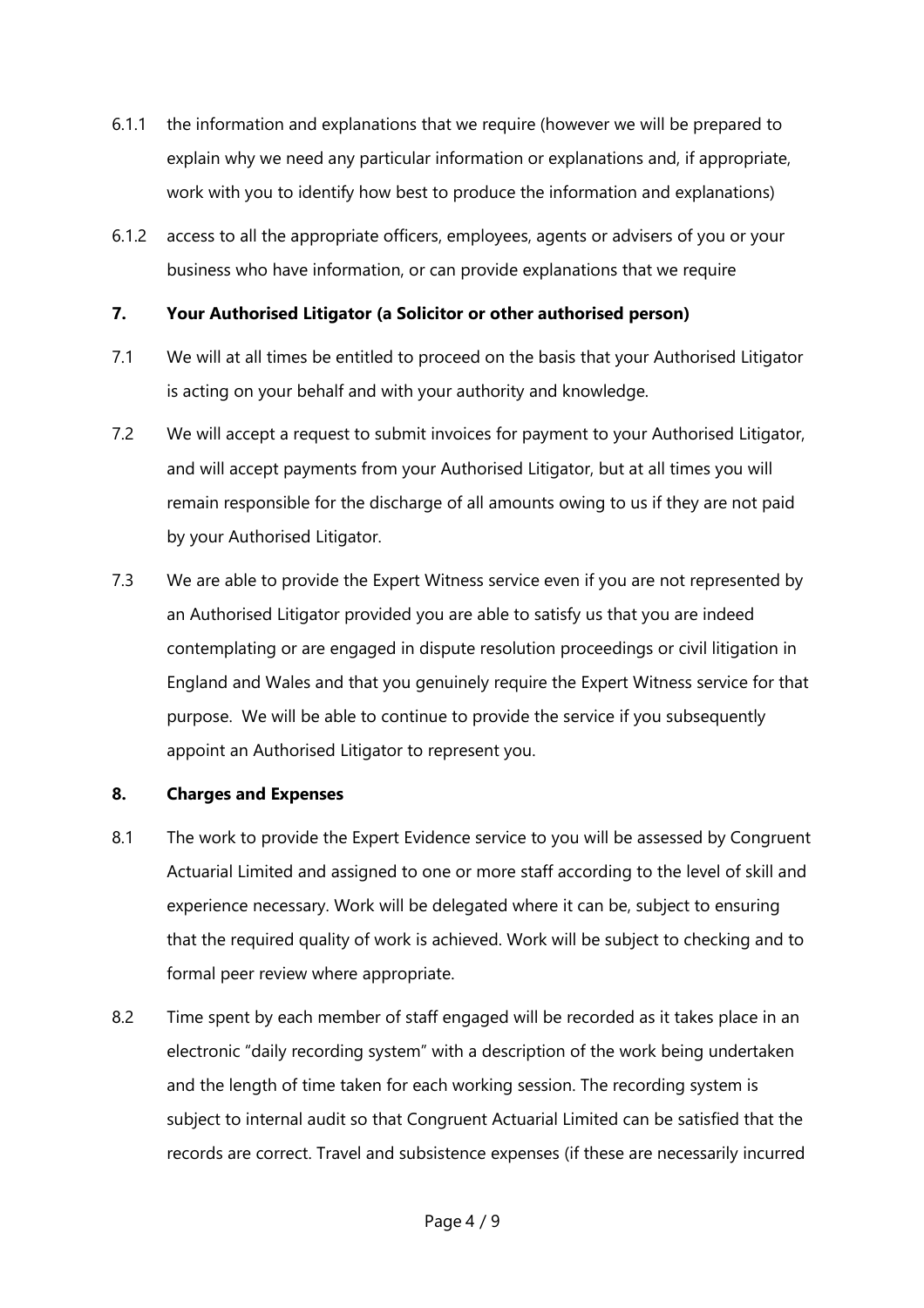6.1.1 the information and explanations that we require (however we will be prepared to explain why we need any particular information or explanations and, if appropriate, work with you to identify how best to produce the information and explanations)

6.1.2 access to all the appropriate officers, employees, agents or advisers of you or your business who have information, or can provide explanations that we require

## 7. Your Authorised Litigator (a Solicitor or other authorised person)

7.1 We will at all times be entitled to proceed on the basis that your Authorised Litigator is acting on your behalf and with your authority and knowledge.

7.2 We will accept a request to submit invoices for payment to your Authorised Litigator, and will accept payments from your Authorised Litigator, but at all times you will remain responsible for the discharge of all amounts owing to us if they are not paid by your Authorised Litigator.

7.3 We are able to provide the Expert Witness service even if you are not represented by an Authorised Litigator provided you are able to satisfy us that you are indeed contemplating or are engaged in dispute resolution proceedings or civil litigation in England and Wales and that you genuinely require the Expert Witness service for that purpose. We will be able to continue to provide the service if you subsequently appoint an Authorised Litigator to represent you.

## 8. Charges and Expenses

8.1 The work to provide the Expert Evidence service to you will be assessed by Congruent Actuarial Limited and assigned to one or more staff according to the level of skill and experience necessary. Work will be delegated where it can be, subject to ensuring that the required quality of work is achieved. Work will be subject to checking and to formal peer review where appropriate.

8.2 Time spent by each member of staff engaged will be recorded as it takes place in an electronic "daily recording system" with a description of the work being undertaken and the length of time taken for each working session. The recording system is subject to internal audit so that Congruent Actuarial Limited can be satisfied that the records are correct. Travel and subsistence expenses (if these are necessarily incurred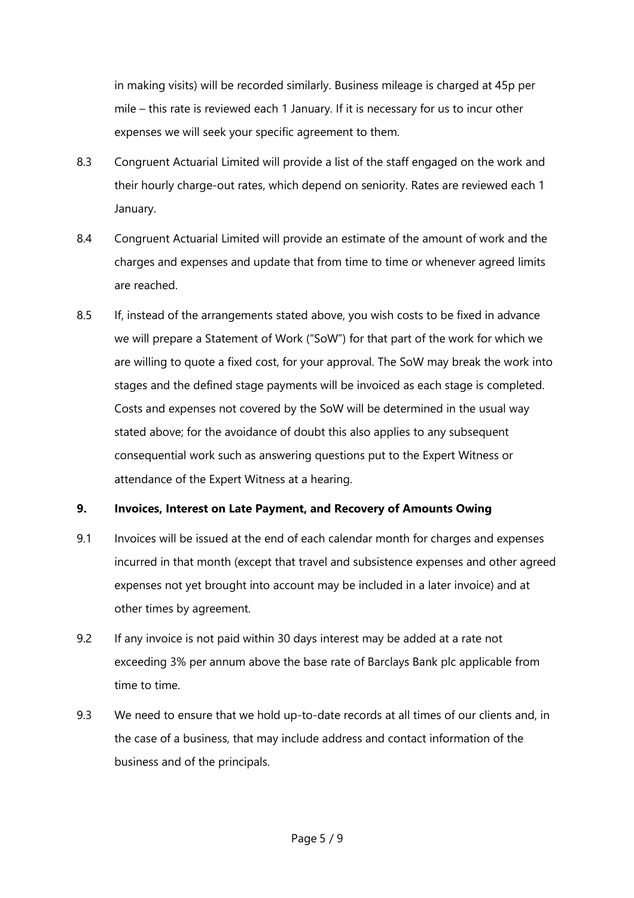in making visits) will be recorded similarly. Business mileage is charged at 45p per mile – this rate is reviewed each 1 January. If it is necessary for us to incur other expenses we will seek your specific agreement to them.

8.3 Congruent Actuarial Limited will provide a list of the staff engaged on the work and their hourly charge-out rates, which depend on seniority. Rates are reviewed each 1 January.

8.4 Congruent Actuarial Limited will provide an estimate of the amount of work and the charges and expenses and update that from time to time or whenever agreed limits are reached.

8.5 If, instead of the arrangements stated above, you wish costs to be fixed in advance we will prepare a Statement of Work ("SoW") for that part of the work for which we are willing to quote a fixed cost, for your approval. The SoW may break the work into stages and the defined stage payments will be invoiced as each stage is completed. Costs and expenses not covered by the SoW will be determined in the usual way stated above; for the avoidance of doubt this also applies to any subsequent consequential work such as answering questions put to the Expert Witness or attendance of the Expert Witness at a hearing.

## 9. Invoices, Interest on Late Payment, and Recovery of Amounts Owing

9.1 Invoices will be issued at the end of each calendar month for charges and expenses incurred in that month (except that travel and subsistence expenses and other agreed expenses not yet brought into account may be included in a later invoice) and at other times by agreement.

9.2 If any invoice is not paid within 30 days interest may be added at a rate not exceeding 3% per annum above the base rate of Barclays Bank plc applicable from time to time.

9.3 We need to ensure that we hold up-to-date records at all times of our clients and, in the case of a business, that may include address and contact information of the business and of the principals.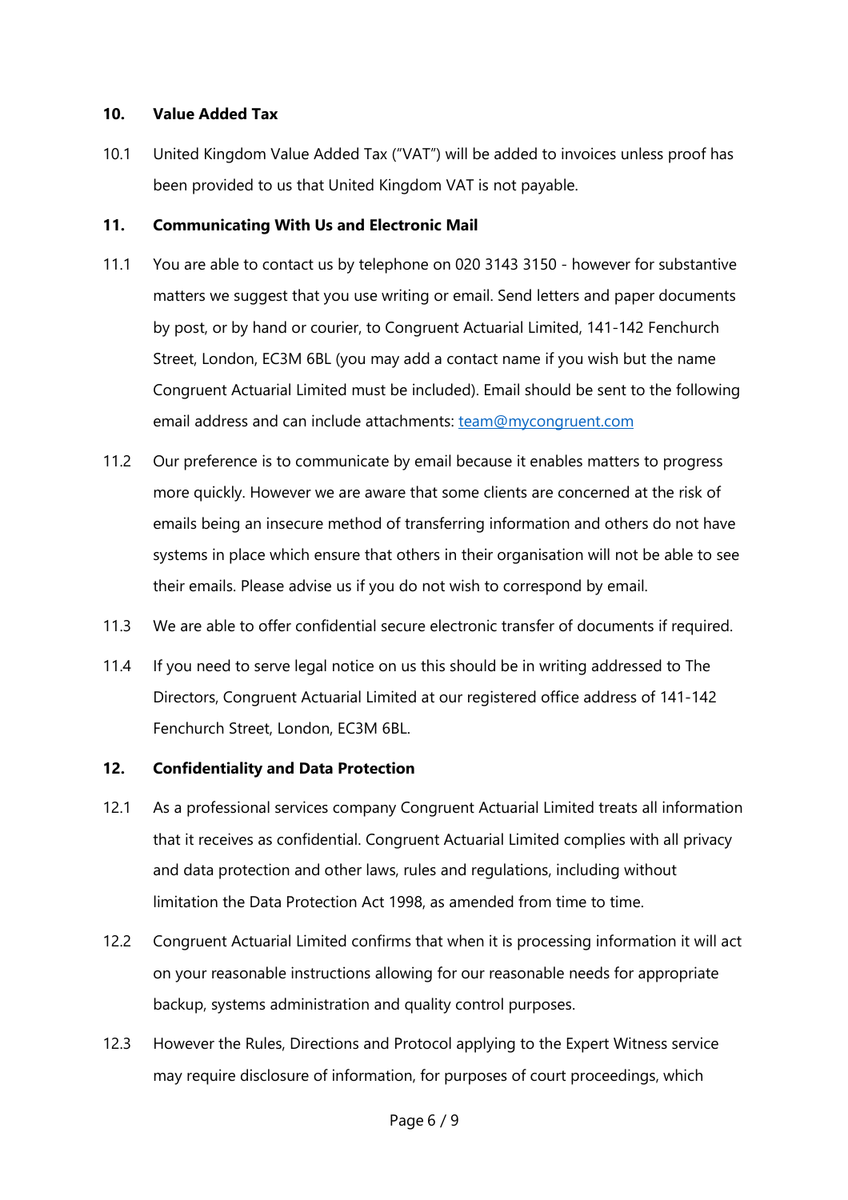**10. Value Added Tax**

10.1 United Kingdom Value Added Tax ("VAT") will be added to invoices unless proof has been provided to us that United Kingdom VAT is not payable.

**11. Communicating With Us and Electronic Mail**

11.1 You are able to contact us by telephone on 020 3143 3150 - however for substantive matters we suggest that you use writing or email. Send letters and paper documents by post, or by hand or courier, to Congruent Actuarial Limited, 141-142 Fenchurch Street, London, EC3M 6BL (you may add a contact name if you wish but the name Congruent Actuarial Limited must be included). Email should be sent to the following email address and can include attachments: team@mycongruent.com

11.2 Our preference is to communicate by email because it enables matters to progress more quickly. However we are aware that some clients are concerned at the risk of emails being an insecure method of transferring information and others do not have systems in place which ensure that others in their organisation will not be able to see their emails. Please advise us if you do not wish to correspond by email.

11.3 We are able to offer confidential secure electronic transfer of documents if required.

11.4 If you need to serve legal notice on us this should be in writing addressed to The Directors, Congruent Actuarial Limited at our registered office address of 141-142 Fenchurch Street, London, EC3M 6BL.

**12. Confidentiality and Data Protection**

12.1 As a professional services company Congruent Actuarial Limited treats all information that it receives as confidential. Congruent Actuarial Limited complies with all privacy and data protection and other laws, rules and regulations, including without limitation the Data Protection Act 1998, as amended from time to time.

12.2 Congruent Actuarial Limited confirms that when it is processing information it will act on your reasonable instructions allowing for our reasonable needs for appropriate backup, systems administration and quality control purposes.

12.3 However the Rules, Directions and Protocol applying to the Expert Witness service may require disclosure of information, for purposes of court proceedings, which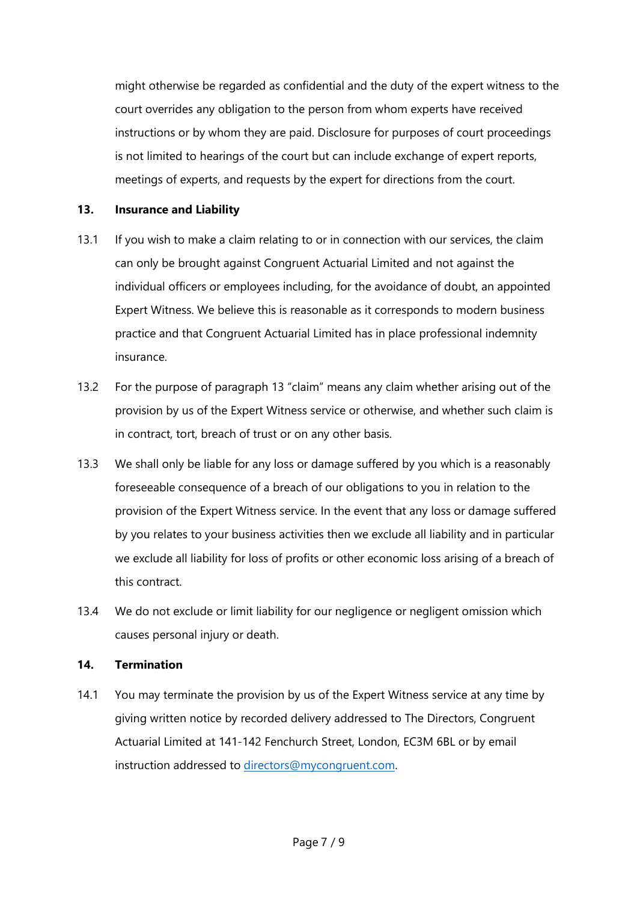might otherwise be regarded as confidential and the duty of the expert witness to the court overrides any obligation to the person from whom experts have received instructions or by whom they are paid. Disclosure for purposes of court proceedings is not limited to hearings of the court but can include exchange of expert reports, meetings of experts, and requests by the expert for directions from the court.

## 13. Insurance and Liability

13.1 If you wish to make a claim relating to or in connection with our services, the claim can only be brought against Congruent Actuarial Limited and not against the individual officers or employees including, for the avoidance of doubt, an appointed Expert Witness. We believe this is reasonable as it corresponds to modern business practice and that Congruent Actuarial Limited has in place professional indemnity insurance.

13.2 For the purpose of paragraph 13 "claim" means any claim whether arising out of the provision by us of the Expert Witness service or otherwise, and whether such claim is in contract, tort, breach of trust or on any other basis.

13.3 We shall only be liable for any loss or damage suffered by you which is a reasonably foreseeable consequence of a breach of our obligations to you in relation to the provision of the Expert Witness service. In the event that any loss or damage suffered by you relates to your business activities then we exclude all liability and in particular we exclude all liability for loss of profits or other economic loss arising of a breach of this contract.

13.4 We do not exclude or limit liability for our negligence or negligent omission which causes personal injury or death.

## 14. Termination

14.1 You may terminate the provision by us of the Expert Witness service at any time by giving written notice by recorded delivery addressed to The Directors, Congruent Actuarial Limited at 141-142 Fenchurch Street, London, EC3M 6BL or by email instruction addressed to [directors@mycongruent.com](mailto:directors@mycongruent.com).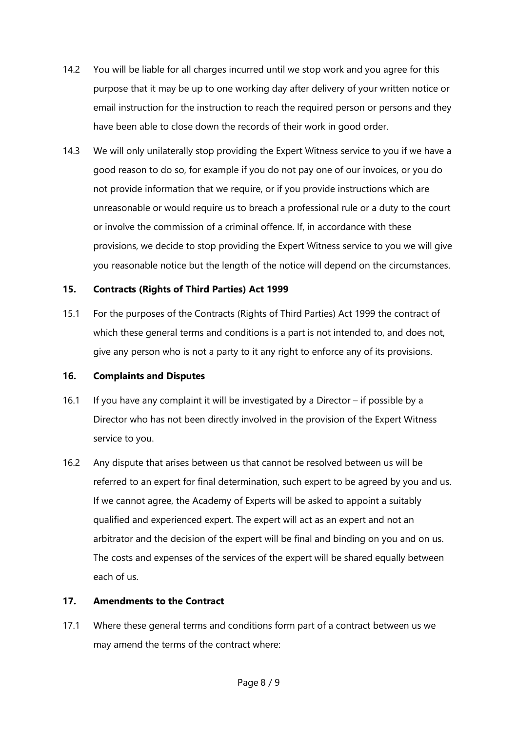14.2 You will be liable for all charges incurred until we stop work and you agree for this purpose that it may be up to one working day after delivery of your written notice or email instruction for the instruction to reach the required person or persons and they have been able to close down the records of their work in good order.

14.3 We will only unilaterally stop providing the Expert Witness service to you if we have a good reason to do so, for example if you do not pay one of our invoices, or you do not provide information that we require, or if you provide instructions which are unreasonable or would require us to breach a professional rule or a duty to the court or involve the commission of a criminal offence. If, in accordance with these provisions, we decide to stop providing the Expert Witness service to you we will give you reasonable notice but the length of the notice will depend on the circumstances.

## 15. Contracts (Rights of Third Parties) Act 1999

15.1 For the purposes of the Contracts (Rights of Third Parties) Act 1999 the contract of which these general terms and conditions is a part is not intended to, and does not, give any person who is not a party to it any right to enforce any of its provisions.

## 16. Complaints and Disputes

16.1 If you have any complaint it will be investigated by a Director – if possible by a Director who has not been directly involved in the provision of the Expert Witness service to you.

16.2 Any dispute that arises between us that cannot be resolved between us will be referred to an expert for final determination, such expert to be agreed by you and us. If we cannot agree, the Academy of Experts will be asked to appoint a suitably qualified and experienced expert. The expert will act as an expert and not an arbitrator and the decision of the expert will be final and binding on you and on us. The costs and expenses of the services of the expert will be shared equally between each of us.

## 17. Amendments to the Contract

17.1 Where these general terms and conditions form part of a contract between us we may amend the terms of the contract where: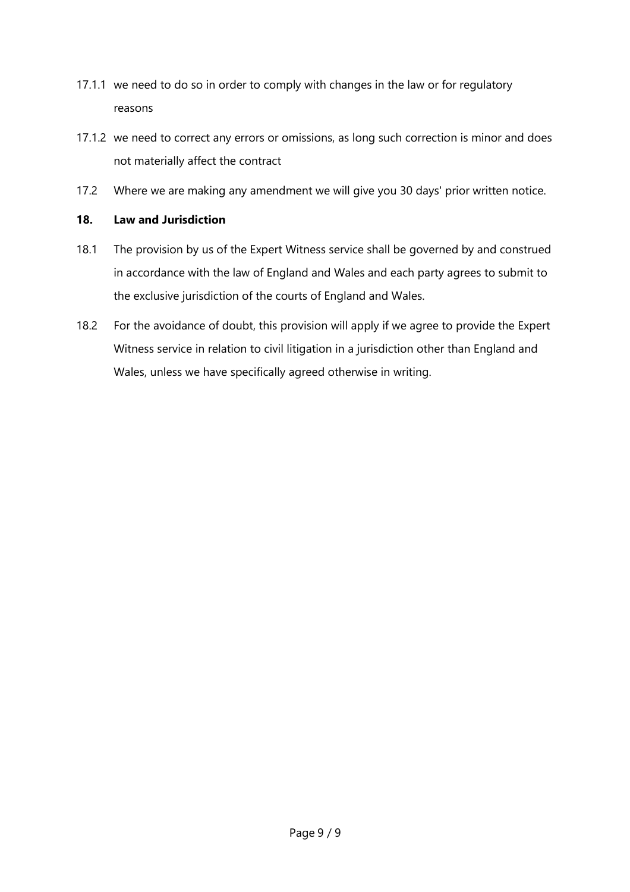17.1.1 we need to do so in order to comply with changes in the law or for regulatory reasons

17.1.2 we need to correct any errors or omissions, as long such correction is minor and does not materially affect the contract

17.2 Where we are making any amendment we will give you 30 days' prior written notice.

**18. Law and Jurisdiction**

18.1 The provision by us of the Expert Witness service shall be governed by and construed in accordance with the law of England and Wales and each party agrees to submit to the exclusive jurisdiction of the courts of England and Wales.

18.2 For the avoidance of doubt, this provision will apply if we agree to provide the Expert Witness service in relation to civil litigation in a jurisdiction other than England and Wales, unless we have specifically agreed otherwise in writing.